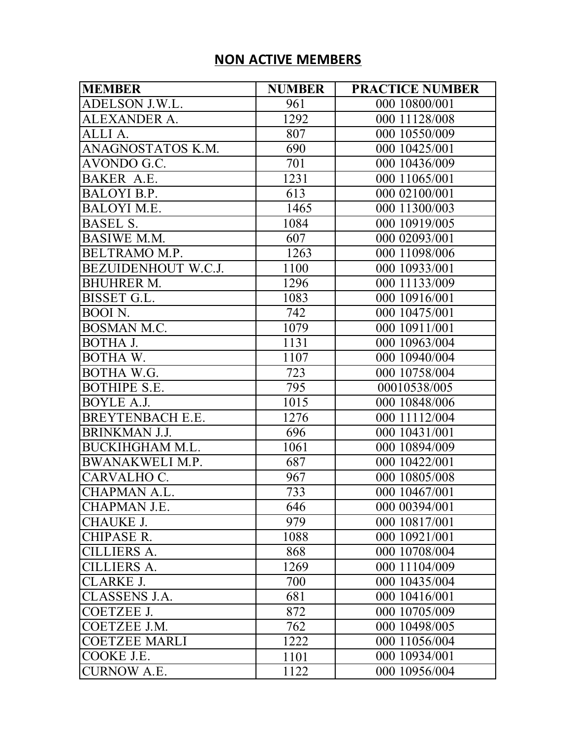## NON ACTIVE MEMBERS

| MEMBER | NUMBER | PRACTICE NUMBER |
|---|---|---|
| ADELSON J.W.L. | 961 | 000 10800/001 |
| ALEXANDER A. | 1292 | 000 11128/008 |
| ALLI A. | 807 | 000 10550/009 |
| ANAGNOSTATOS K.M. | 690 | 000 10425/001 |
| AVONDO G.C. | 701 | 000 10436/009 |
| BAKER A.E. | 1231 | 000 11065/001 |
| BALOYI B.P. | 613 | 000 02100/001 |
| BALOYI M.E. | 1465 | 000 11300/003 |
| BASEL S. | 1084 | 000 10919/005 |
| BASIWE M.M. | 607 | 000 02093/001 |
| BELTRAMO M.P. | 1263 | 000 11098/006 |
| BEZUIDENHOUT W.C.J. | 1100 | 000 10933/001 |
| BHUHRER M. | 1296 | 000 11133/009 |
| BISSET G.L. | 1083 | 000 10916/001 |
| BOOI N. | 742 | 000 10475/001 |
| BOSMAN M.C. | 1079 | 000 10911/001 |
| BOTHA J. | 1131 | 000 10963/004 |
| BOTHA W. | 1107 | 000 10940/004 |
| BOTHA W.G. | 723 | 000 10758/004 |
| BOTHIPE S.E. | 795 | 00010538/005 |
| BOYLE A.J. | 1015 | 000 10848/006 |
| BREYTENBACH E.E. | 1276 | 000 11112/004 |
| BRINKMAN J.J. | 696 | 000 10431/001 |
| BUCKIHGHAM M.L. | 1061 | 000 10894/009 |
| BWANAKWELI M.P. | 687 | 000 10422/001 |
| CARVALHO C. | 967 | 000 10805/008 |
| CHAPMAN A.L. | 733 | 000 10467/001 |
| CHAPMAN J.E. | 646 | 000 00394/001 |
| CHAUKE J. | 979 | 000 10817/001 |
| CHIPASE R. | 1088 | 000 10921/001 |
| CILLIERS A. | 868 | 000 10708/004 |
| CILLIERS A. | 1269 | 000 11104/009 |
| CLARKE J. | 700 | 000 10435/004 |
| CLASSENS J.A. | 681 | 000 10416/001 |
| COETZEE J. | 872 | 000 10705/009 |
| COETZEE J.M. | 762 | 000 10498/005 |
| COETZEE MARLI | 1222 | 000 11056/004 |
| COOKE J.E. | 1101 | 000 10934/001 |
| CURNOW A.E. | 1122 | 000 10956/004 |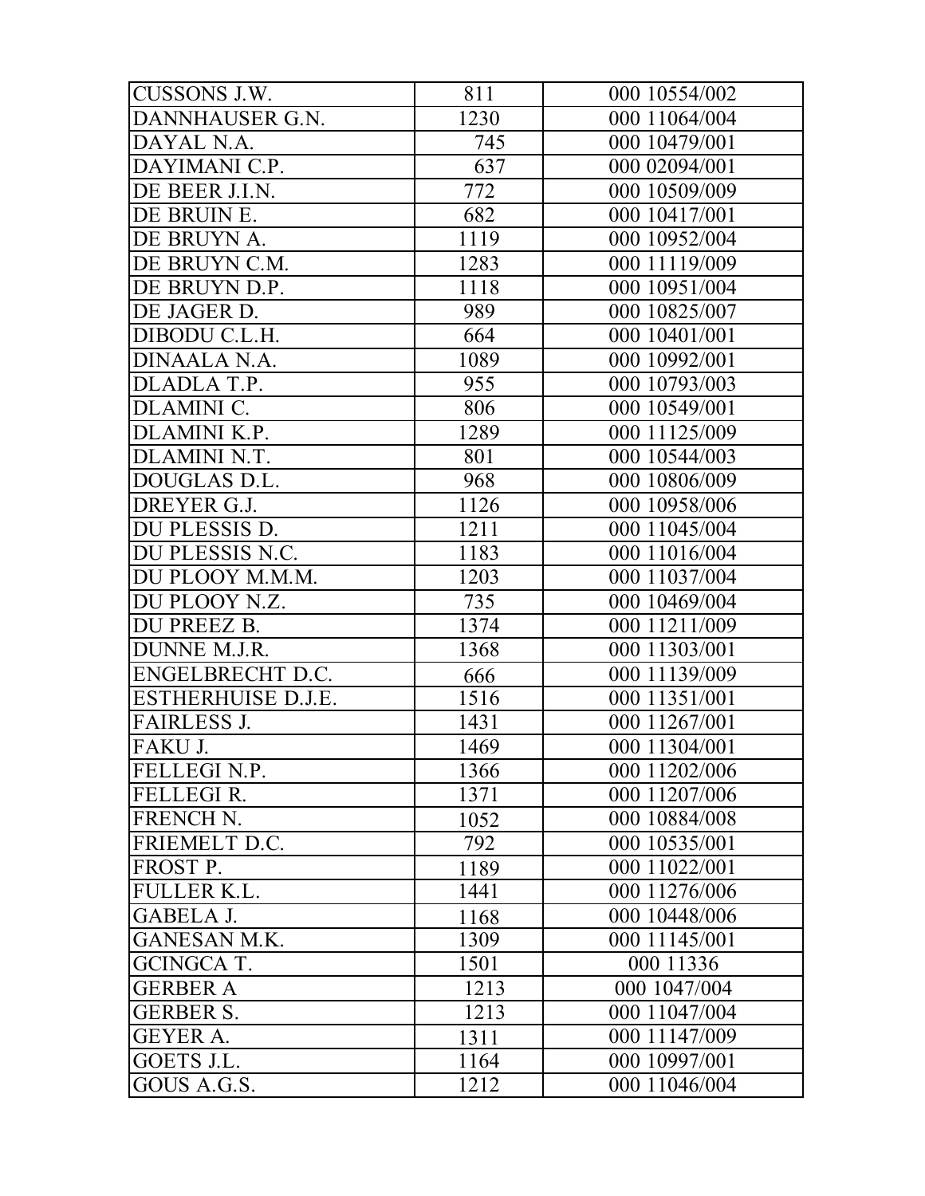| CUSSONS J.W. | 811 | 000 10554/002 |
|---|---|---|
| DANNHAUSER G.N. | 1230 | 000 11064/004 |
| DAYAL N.A. | 745 | 000 10479/001 |
| DAYIMANI C.P. | 637 | 000 02094/001 |
| DE BEER J.I.N. | 772 | 000 10509/009 |
| DE BRUIN E. | 682 | 000 10417/001 |
| DE BRUYN A. | 1119 | 000 10952/004 |
| DE BRUYN C.M. | 1283 | 000 11119/009 |
| DE BRUYN D.P. | 1118 | 000 10951/004 |
| DE JAGER D. | 989 | 000 10825/007 |
| DIBODU C.L.H. | 664 | 000 10401/001 |
| DINAALA N.A. | 1089 | 000 10992/001 |
| DLADLA T.P. | 955 | 000 10793/003 |
| DLAMINI C. | 806 | 000 10549/001 |
| DLAMINI K.P. | 1289 | 000 11125/009 |
| DLAMINI N.T. | 801 | 000 10544/003 |
| DOUGLAS D.L. | 968 | 000 10806/009 |
| DREYER G.J. | 1126 | 000 10958/006 |
| DU PLESSIS D. | 1211 | 000 11045/004 |
| DU PLESSIS N.C. | 1183 | 000 11016/004 |
| DU PLOOY M.M.M. | 1203 | 000 11037/004 |
| DU PLOOY N.Z. | 735 | 000 10469/004 |
| DU PREEZ B. | 1374 | 000 11211/009 |
| DUNNE M.J.R. | 1368 | 000 11303/001 |
| ENGELBRECHT D.C. | 666 | 000 11139/009 |
| ESTHERHUISE D.J.E. | 1516 | 000 11351/001 |
| FAIRLESS J. | 1431 | 000 11267/001 |
| FAKU J. | 1469 | 000 11304/001 |
| FELLEGI N.P. | 1366 | 000 11202/006 |
| FELLEGI R. | 1371 | 000 11207/006 |
| FRENCH N. | 1052 | 000 10884/008 |
| FRIEMELT D.C. | 792 | 000 10535/001 |
| FROST P. | 1189 | 000 11022/001 |
| FULLER K.L. | 1441 | 000 11276/006 |
| GABELA J. | 1168 | 000 10448/006 |
| GANESAN M.K. | 1309 | 000 11145/001 |
| GCINGCA T. | 1501 | 000 11336 |
| GERBER A | 1213 | 000 1047/004 |
| GERBER S. | 1213 | 000 11047/004 |
| GEYER A. | 1311 | 000 11147/009 |
| GOETS J.L. | 1164 | 000 10997/001 |
| GOUS A.G.S. | 1212 | 000 11046/004 |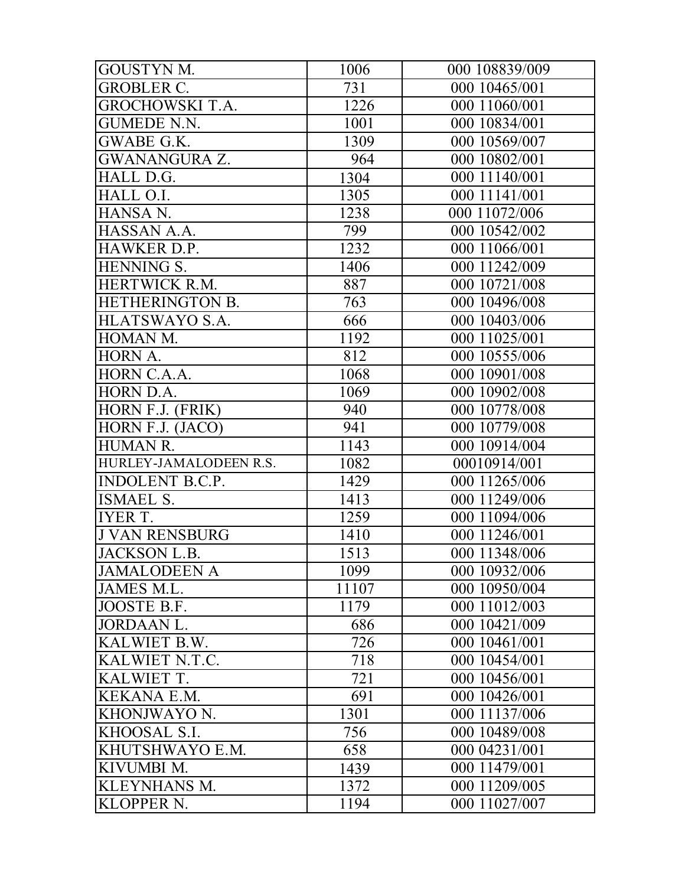| GOUSTYN M. | 1006 | 000 108839/009 |
|---|---|---|
| GROBLER C. | 731 | 000 10465/001 |
| GROCHOWSKI T.A. | 1226 | 000 11060/001 |
| GUMEDE N.N. | 1001 | 000 10834/001 |
| GWABE G.K. | 1309 | 000 10569/007 |
| GWANANGURA Z. | 964 | 000 10802/001 |
| HALL D.G. | 1304 | 000 11140/001 |
| HALL O.I. | 1305 | 000 11141/001 |
| HANSA N. | 1238 | 000 11072/006 |
| HASSAN A.A. | 799 | 000 10542/002 |
| HAWKER D.P. | 1232 | 000 11066/001 |
| HENNING S. | 1406 | 000 11242/009 |
| HERTWICK R.M. | 887 | 000 10721/008 |
| HETHERINGTON B. | 763 | 000 10496/008 |
| HLATSWAYO S.A. | 666 | 000 10403/006 |
| HOMAN M. | 1192 | 000 11025/001 |
| HORN A. | 812 | 000 10555/006 |
| HORN C.A.A. | 1068 | 000 10901/008 |
| HORN D.A. | 1069 | 000 10902/008 |
| HORN F.J. (FRIK) | 940 | 000 10778/008 |
| HORN F.J. (JACO) | 941 | 000 10779/008 |
| HUMAN R. | 1143 | 000 10914/004 |
| HURLEY-JAMALODEEN R.S. | 1082 | 00010914/001 |
| INDOLENT B.C.P. | 1429 | 000 11265/006 |
| ISMAEL S. | 1413 | 000 11249/006 |
| IYER T. | 1259 | 000 11094/006 |
| J VAN RENSBURG | 1410 | 000 11246/001 |
| JACKSON L.B. | 1513 | 000 11348/006 |
| JAMALODEEN A | 1099 | 000 10932/006 |
| JAMES M.L. | 11107 | 000 10950/004 |
| JOOSTE B.F. | 1179 | 000 11012/003 |
| JORDAAN L. | 686 | 000 10421/009 |
| KALWIET B.W. | 726 | 000 10461/001 |
| KALWIET N.T.C. | 718 | 000 10454/001 |
| KALWIET T. | 721 | 000 10456/001 |
| KEKANA E.M. | 691 | 000 10426/001 |
| KHONJWAYO N. | 1301 | 000 11137/006 |
| KHOOSAL S.I. | 756 | 000 10489/008 |
| KHUTSHWAYO E.M. | 658 | 000 04231/001 |
| KIVUMBI M. | 1439 | 000 11479/001 |
| KLEYNHANS M. | 1372 | 000 11209/005 |
| KLOPPER N. | 1194 | 000 11027/007 |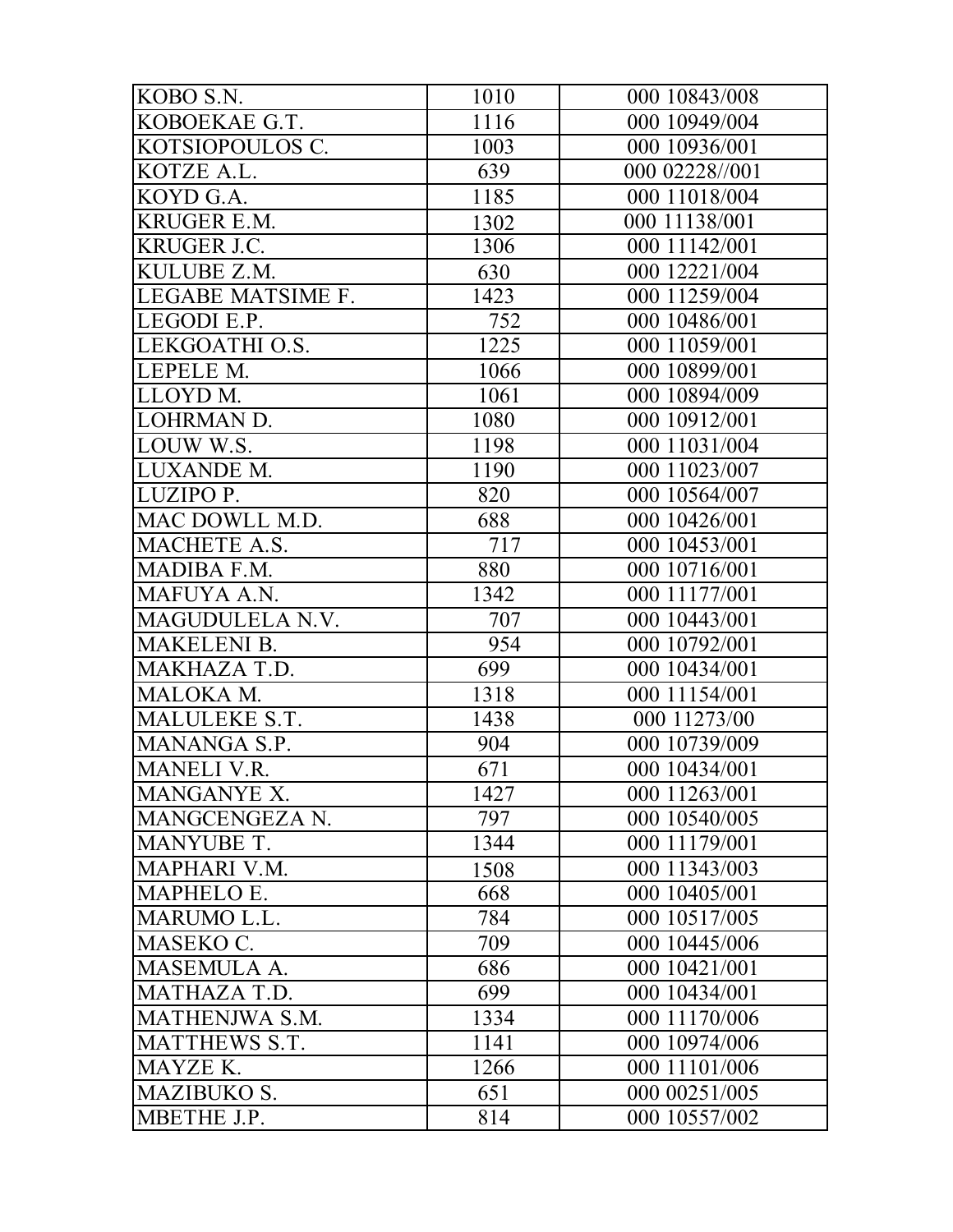| KOBO S.N. | 1010 | 000 10843/008 |
|---|---|---|
| KOBOEKAE G.T. | 1116 | 000 10949/004 |
| KOTSIOPOULOS C. | 1003 | 000 10936/001 |
| KOTZE A.L. | 639 | 000 02228//001 |
| KOYD G.A. | 1185 | 000 11018/004 |
| KRUGER E.M. | 1302 | 000 11138/001 |
| KRUGER J.C. | 1306 | 000 11142/001 |
| KULUBE Z.M. | 630 | 000 12221/004 |
| LEGABE MATSIME F. | 1423 | 000 11259/004 |
| LEGODI E.P. | 752 | 000 10486/001 |
| LEKGOATHI O.S. | 1225 | 000 11059/001 |
| LEPELE M. | 1066 | 000 10899/001 |
| LLOYD M. | 1061 | 000 10894/009 |
| LOHRMAN D. | 1080 | 000 10912/001 |
| LOUW W.S. | 1198 | 000 11031/004 |
| LUXANDE M. | 1190 | 000 11023/007 |
| LUZIPO P. | 820 | 000 10564/007 |
| MAC DOWLL M.D. | 688 | 000 10426/001 |
| MACHETE A.S. | 717 | 000 10453/001 |
| MADIBA F.M. | 880 | 000 10716/001 |
| MAFUYA A.N. | 1342 | 000 11177/001 |
| MAGUDULELA N.V. | 707 | 000 10443/001 |
| MAKELENI B. | 954 | 000 10792/001 |
| MAKHAZA T.D. | 699 | 000 10434/001 |
| MALOKA M. | 1318 | 000 11154/001 |
| MALULEKE S.T. | 1438 | 000 11273/00 |
| MANANGA S.P. | 904 | 000 10739/009 |
| MANELI V.R. | 671 | 000 10434/001 |
| MANGANYE X. | 1427 | 000 11263/001 |
| MANGCENGEZA N. | 797 | 000 10540/005 |
| MANYUBE T. | 1344 | 000 11179/001 |
| MAPHARI V.M. | 1508 | 000 11343/003 |
| MAPHELO E. | 668 | 000 10405/001 |
| MARUMO L.L. | 784 | 000 10517/005 |
| MASEKO C. | 709 | 000 10445/006 |
| MASEMULA A. | 686 | 000 10421/001 |
| MATHAZA T.D. | 699 | 000 10434/001 |
| MATHENJWA S.M. | 1334 | 000 11170/006 |
| MATTHEWS S.T. | 1141 | 000 10974/006 |
| MAYZE K. | 1266 | 000 11101/006 |
| MAZIBUKO S. | 651 | 000 00251/005 |
| MBETHE J.P. | 814 | 000 10557/002 |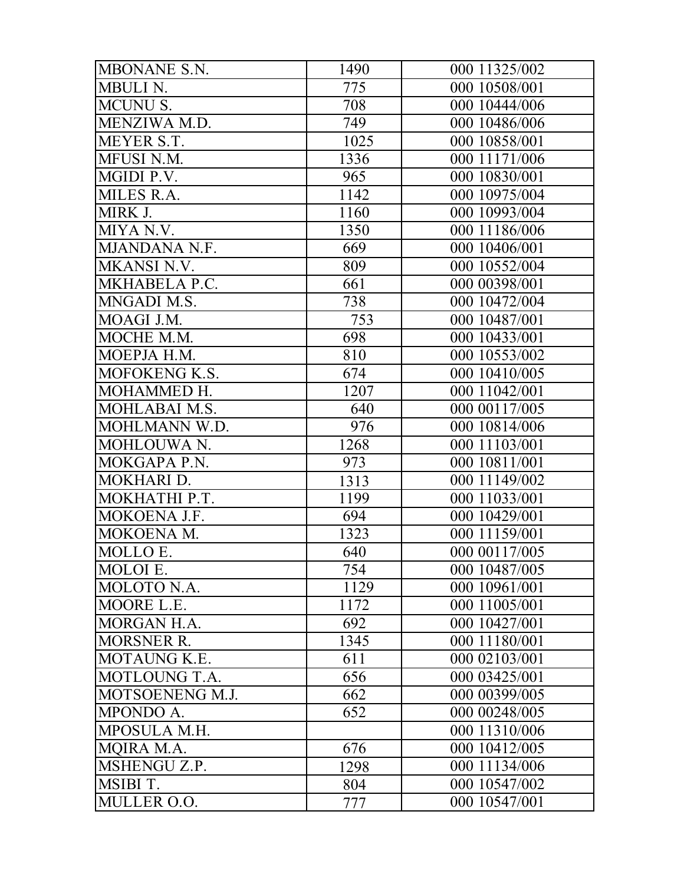| MBONANE S.N. | 1490 | 000 11325/002 |
|---|---|---|
| MBULI N. | 775 | 000 10508/001 |
| MCUNU S. | 708 | 000 10444/006 |
| MENZIWA M.D. | 749 | 000 10486/006 |
| MEYER S.T. | 1025 | 000 10858/001 |
| MFUSI N.M. | 1336 | 000 11171/006 |
| MGIDI P.V. | 965 | 000 10830/001 |
| MILES R.A. | 1142 | 000 10975/004 |
| MIRK J. | 1160 | 000 10993/004 |
| MIYA N.V. | 1350 | 000 11186/006 |
| MJANDANA N.F. | 669 | 000 10406/001 |
| MKANSI N.V. | 809 | 000 10552/004 |
| MKHABELA P.C. | 661 | 000 00398/001 |
| MNGADI M.S. | 738 | 000 10472/004 |
| MOAGI J.M. | 753 | 000 10487/001 |
| MOCHE M.M. | 698 | 000 10433/001 |
| MOEPJA H.M. | 810 | 000 10553/002 |
| MOFOKENG K.S. | 674 | 000 10410/005 |
| MOHAMMED H. | 1207 | 000 11042/001 |
| MOHLABAI M.S. | 640 | 000 00117/005 |
| MOHLMANN W.D. | 976 | 000 10814/006 |
| MOHLOUWA N. | 1268 | 000 11103/001 |
| MOKGAPA P.N. | 973 | 000 10811/001 |
| MOKHARI D. | 1313 | 000 11149/002 |
| MOKHATHI P.T. | 1199 | 000 11033/001 |
| MOKOENA J.F. | 694 | 000 10429/001 |
| MOKOENA M. | 1323 | 000 11159/001 |
| MOLLO E. | 640 | 000 00117/005 |
| MOLOI E. | 754 | 000 10487/005 |
| MOLOTO N.A. | 1129 | 000 10961/001 |
| MOORE L.E. | 1172 | 000 11005/001 |
| MORGAN H.A. | 692 | 000 10427/001 |
| MORSNER R. | 1345 | 000 11180/001 |
| MOTAUNG K.E. | 611 | 000 02103/001 |
| MOTLOUNG T.A. | 656 | 000 03425/001 |
| MOTSOENENG M.J. | 662 | 000 00399/005 |
| MPONDO A. | 652 | 000 00248/005 |
| MPOSULA M.H. | | 000 11310/006 |
| MQIRA M.A. | 676 | 000 10412/005 |
| MSHENGU Z.P. | 1298 | 000 11134/006 |
| MSIBI T. | 804 | 000 10547/002 |
| MULLER O.O. | 777 | 000 10547/001 |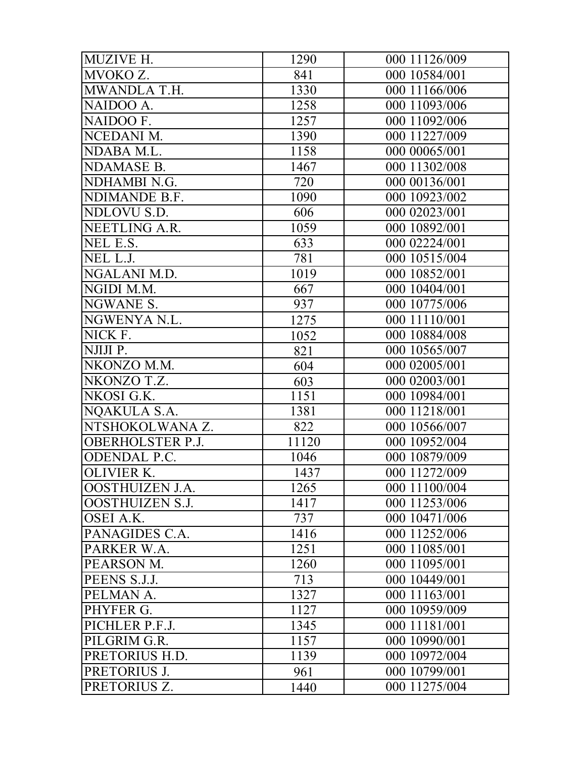| MUZIVE H. | 1290 | 000 11126/009 |
|---|---|---|
| MVOKO Z. | 841 | 000 10584/001 |
| MWANDLA T.H. | 1330 | 000 11166/006 |
| NAIDOO A. | 1258 | 000 11093/006 |
| NAIDOO F. | 1257 | 000 11092/006 |
| NCEDANI M. | 1390 | 000 11227/009 |
| NDABA M.L. | 1158 | 000 00065/001 |
| NDAMASE B. | 1467 | 000 11302/008 |
| NDHAMBI N.G. | 720 | 000 00136/001 |
| NDIMANDE B.F. | 1090 | 000 10923/002 |
| NDLOVU S.D. | 606 | 000 02023/001 |
| NEETLING A.R. | 1059 | 000 10892/001 |
| NEL E.S. | 633 | 000 02224/001 |
| NEL L.J. | 781 | 000 10515/004 |
| NGALANI M.D. | 1019 | 000 10852/001 |
| NGIDI M.M. | 667 | 000 10404/001 |
| NGWANE S. | 937 | 000 10775/006 |
| NGWENYA N.L. | 1275 | 000 11110/001 |
| NICK F. | 1052 | 000 10884/008 |
| NJIJI P. | 821 | 000 10565/007 |
| NKONZO M.M. | 604 | 000 02005/001 |
| NKONZO T.Z. | 603 | 000 02003/001 |
| NKOSI G.K. | 1151 | 000 10984/001 |
| NQAKULA S.A. | 1381 | 000 11218/001 |
| NTSHOKOLWANA Z. | 822 | 000 10566/007 |
| OBERHOLSTER P.J. | 11120 | 000 10952/004 |
| ODENDAL P.C. | 1046 | 000 10879/009 |
| OLIVIER K. | 1437 | 000 11272/009 |
| OOSTHUIZEN J.A. | 1265 | 000 11100/004 |
| OOSTHUIZEN S.J. | 1417 | 000 11253/006 |
| OSEI A.K. | 737 | 000 10471/006 |
| PANAGIDES C.A. | 1416 | 000 11252/006 |
| PARKER W.A. | 1251 | 000 11085/001 |
| PEARSON M. | 1260 | 000 11095/001 |
| PEENS S.J.J. | 713 | 000 10449/001 |
| PELMAN A. | 1327 | 000 11163/001 |
| PHYFER G. | 1127 | 000 10959/009 |
| PICHLER P.F.J. | 1345 | 000 11181/001 |
| PILGRIM G.R. | 1157 | 000 10990/001 |
| PRETORIUS H.D. | 1139 | 000 10972/004 |
| PRETORIUS J. | 961 | 000 10799/001 |
| PRETORIUS Z. | 1440 | 000 11275/004 |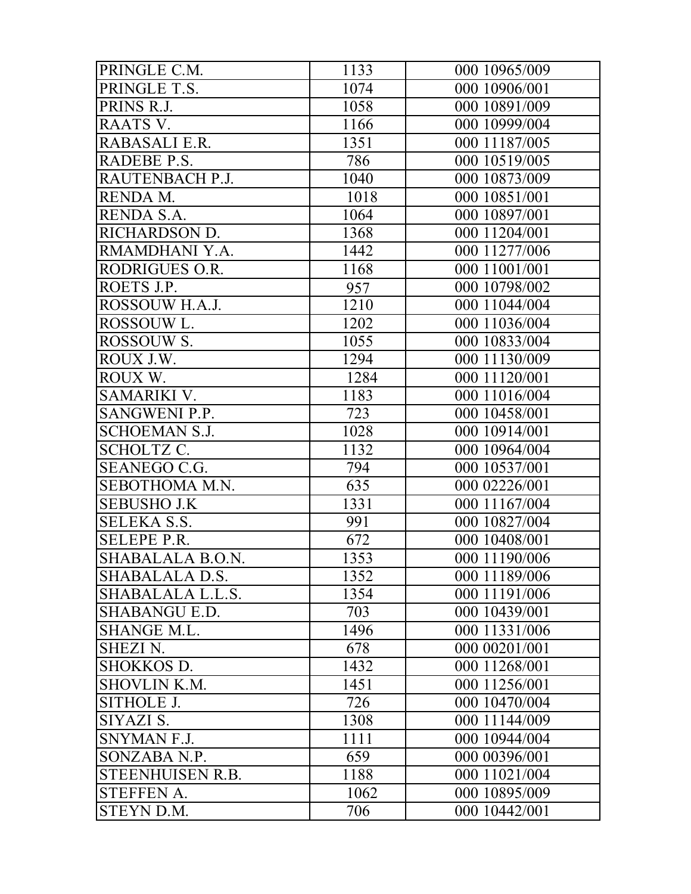| PRINGLE C.M. | 1133 | 000 10965/009 |
|---|---|---|
| PRINGLE T.S. | 1074 | 000 10906/001 |
| PRINS R.J. | 1058 | 000 10891/009 |
| RAATS V. | 1166 | 000 10999/004 |
| RABASALI E.R. | 1351 | 000 11187/005 |
| RADEBE P.S. | 786 | 000 10519/005 |
| RAUTENBACH P.J. | 1040 | 000 10873/009 |
| RENDA M. | 1018 | 000 10851/001 |
| RENDA S.A. | 1064 | 000 10897/001 |
| RICHARDSON D. | 1368 | 000 11204/001 |
| RMAMDHANI Y.A. | 1442 | 000 11277/006 |
| RODRIGUES O.R. | 1168 | 000 11001/001 |
| ROETS J.P. | 957 | 000 10798/002 |
| ROSSOUW H.A.J. | 1210 | 000 11044/004 |
| ROSSOUW L. | 1202 | 000 11036/004 |
| ROSSOUW S. | 1055 | 000 10833/004 |
| ROUX J.W. | 1294 | 000 11130/009 |
| ROUX W. | 1284 | 000 11120/001 |
| SAMARIKI V. | 1183 | 000 11016/004 |
| SANGWENI P.P. | 723 | 000 10458/001 |
| SCHOEMAN S.J. | 1028 | 000 10914/001 |
| SCHOLTZ C. | 1132 | 000 10964/004 |
| SEANEGO C.G. | 794 | 000 10537/001 |
| SEBOTHOMA M.N. | 635 | 000 02226/001 |
| SEBUSHO J.K | 1331 | 000 11167/004 |
| SELEKA S.S. | 991 | 000 10827/004 |
| SELEPE P.R. | 672 | 000 10408/001 |
| SHABALALA B.O.N. | 1353 | 000 11190/006 |
| SHABALALA D.S. | 1352 | 000 11189/006 |
| SHABALALA L.L.S. | 1354 | 000 11191/006 |
| SHABANGU E.D. | 703 | 000 10439/001 |
| SHANGE M.L. | 1496 | 000 11331/006 |
| SHEZI N. | 678 | 000 00201/001 |
| SHOKKOS D. | 1432 | 000 11268/001 |
| SHOVLIN K.M. | 1451 | 000 11256/001 |
| SITHOLE J. | 726 | 000 10470/004 |
| SIYAZI S. | 1308 | 000 11144/009 |
| SNYMAN F.J. | 1111 | 000 10944/004 |
| SONZABA N.P. | 659 | 000 00396/001 |
| STEENHUISEN R.B. | 1188 | 000 11021/004 |
| STEFFEN A. | 1062 | 000 10895/009 |
| STEYN D.M. | 706 | 000 10442/001 |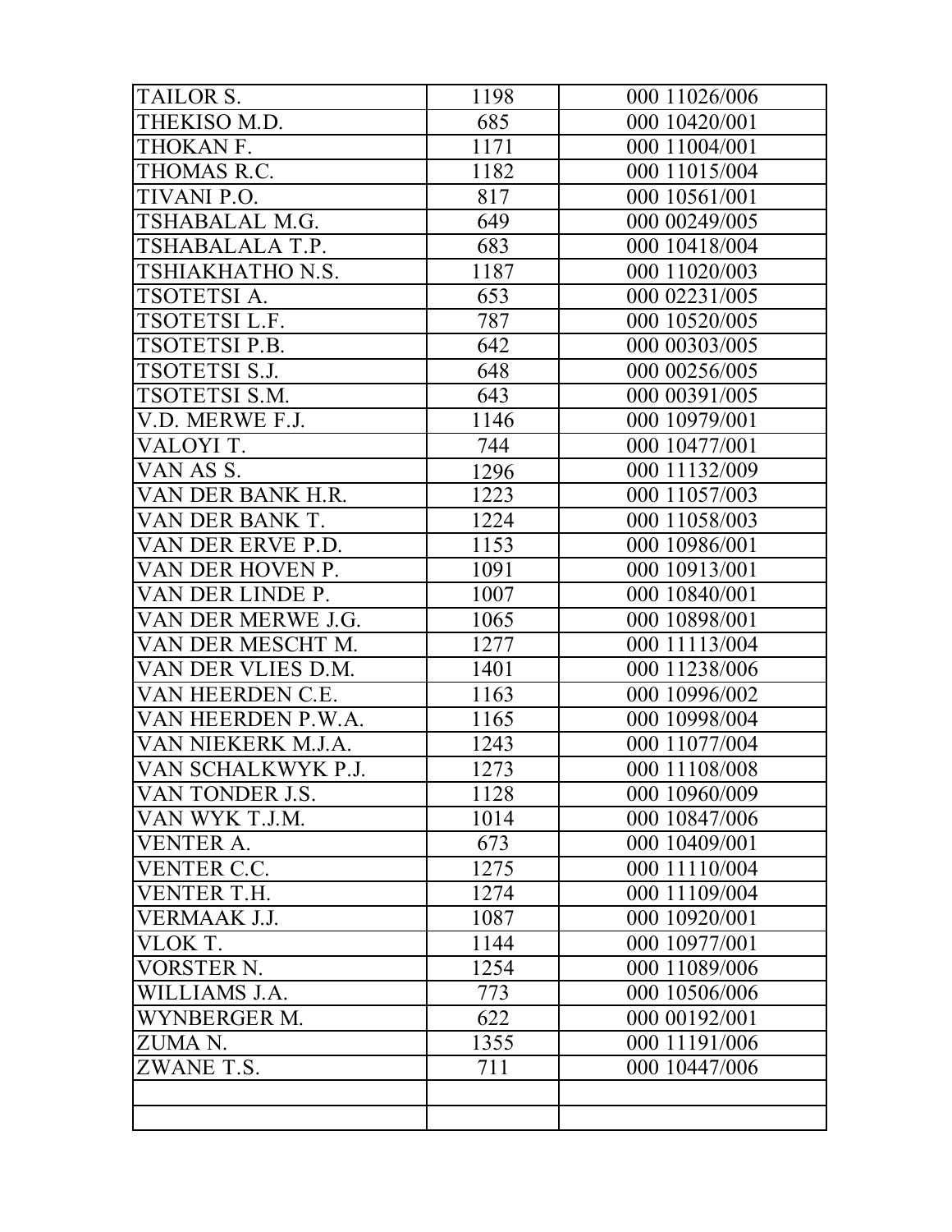| | | |
|---|---|---|
| TAILOR S. | 1198 | 000 11026/006 |
| THEKISO M.D. | 685 | 000 10420/001 |
| THOKAN F. | 1171 | 000 11004/001 |
| THOMAS R.C. | 1182 | 000 11015/004 |
| TIVANI P.O. | 817 | 000 10561/001 |
| TSHABALAL M.G. | 649 | 000 00249/005 |
| TSHABALALA T.P. | 683 | 000 10418/004 |
| TSHIAKHATHO N.S. | 1187 | 000 11020/003 |
| TSOTETSI A. | 653 | 000 02231/005 |
| TSOTETSI L.F. | 787 | 000 10520/005 |
| TSOTETSI P.B. | 642 | 000 00303/005 |
| TSOTETSI S.J. | 648 | 000 00256/005 |
| TSOTETSI S.M. | 643 | 000 00391/005 |
| V.D. MERWE F.J. | 1146 | 000 10979/001 |
| VALOYI T. | 744 | 000 10477/001 |
| VAN AS S. | 1296 | 000 11132/009 |
| VAN DER BANK H.R. | 1223 | 000 11057/003 |
| VAN DER BANK T. | 1224 | 000 11058/003 |
| VAN DER ERVE P.D. | 1153 | 000 10986/001 |
| VAN DER HOVEN P. | 1091 | 000 10913/001 |
| VAN DER LINDE P. | 1007 | 000 10840/001 |
| VAN DER MERWE J.G. | 1065 | 000 10898/001 |
| VAN DER MESCHT M. | 1277 | 000 11113/004 |
| VAN DER VLIES D.M. | 1401 | 000 11238/006 |
| VAN HEERDEN C.E. | 1163 | 000 10996/002 |
| VAN HEERDEN P.W.A. | 1165 | 000 10998/004 |
| VAN NIEKERK M.J.A. | 1243 | 000 11077/004 |
| VAN SCHALKWYK P.J. | 1273 | 000 11108/008 |
| VAN TONDER J.S. | 1128 | 000 10960/009 |
| VAN WYK T.J.M. | 1014 | 000 10847/006 |
| VENTER A. | 673 | 000 10409/001 |
| VENTER C.C. | 1275 | 000 11110/004 |
| VENTER T.H. | 1274 | 000 11109/004 |
| VERMAAK J.J. | 1087 | 000 10920/001 |
| VLOK T. | 1144 | 000 10977/001 |
| VORSTER N. | 1254 | 000 11089/006 |
| WILLIAMS J.A. | 773 | 000 10506/006 |
| WYNBERGER M. | 622 | 000 00192/001 |
| ZUMA N. | 1355 | 000 11191/006 |
| ZWANE T.S. | 711 | 000 10447/006 |
| | | |
| | | |